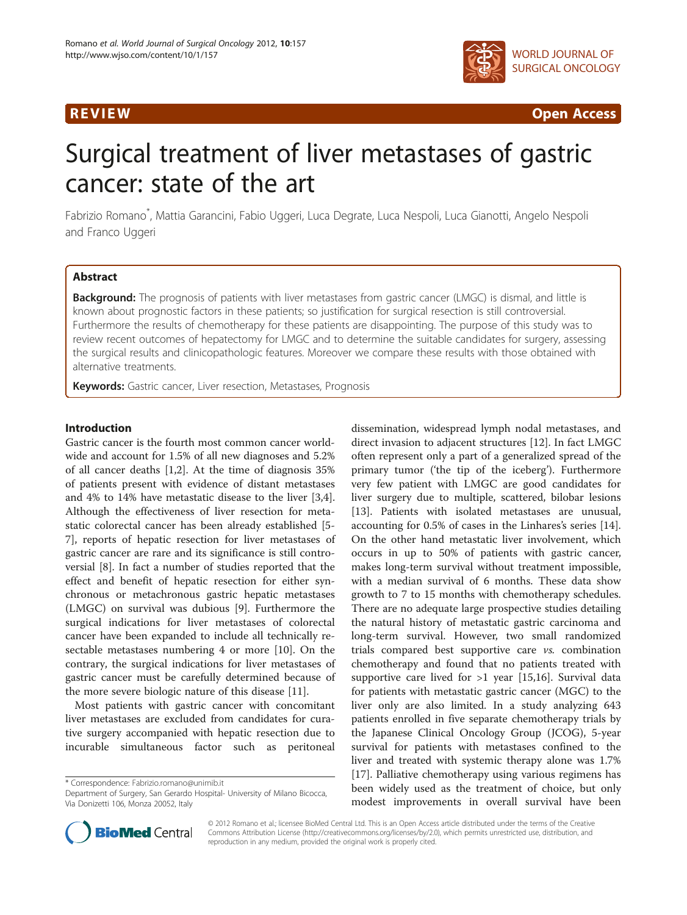REVIEW Open Access

# Surgical treatment of liver metastases of gastric cancer: state of the art

Fabrizio Romano[*], Mattia Garancini, Fabio Uggeri, Luca Degrate, Luca Nespoli, Luca Gianotti, Angelo Nespoli and Franco Uggeri

## Abstract

**Background:** The prognosis of patients with liver metastases from gastric cancer (LMGC) is dismal, and little is known about prognostic factors in these patients; so justification for surgical resection is still controversial. Furthermore the results of chemotherapy for these patients are disappointing. The purpose of this study was to review recent outcomes of hepatectomy for LMGC and to determine the suitable candidates for surgery, assessing the surgical results and clinicopathologic features. Moreover we compare these results with those obtained with alternative treatments.

**Keywords:** Gastric cancer, Liver resection, Metastases, Prognosis

## Introduction

Gastric cancer is the fourth most common cancer worldwide and account for 1.5% of all new diagnoses and 5.2% of all cancer deaths [1,2]. At the time of diagnosis 35% of patients present with evidence of distant metastases and 4% to 14% have metastatic disease to the liver [3,4]. Although the effectiveness of liver resection for metastatic colorectal cancer has been already established [5-7], reports of hepatic resection for liver metastases of gastric cancer are rare and its significance is still controversial [8]. In fact a number of studies reported that the effect and benefit of hepatic resection for either synchronous or metachronous gastric hepatic metastases (LMGC) on survival was dubious [9]. Furthermore the surgical indications for liver metastases of colorectal cancer have been expanded to include all technically resectable metastases numbering 4 or more [10]. On the contrary, the surgical indications for liver metastases of gastric cancer must be carefully determined because of the more severe biologic nature of this disease [11].

Most patients with gastric cancer with concomitant liver metastases are excluded from candidates for curative surgery accompanied with hepatic resection due to incurable simultaneous factor such as peritoneal dissemination, widespread lymph nodal metastases, and direct invasion to adjacent structures [12]. In fact LMGC often represent only a part of a generalized spread of the primary tumor ('the tip of the iceberg'). Furthermore very few patient with LMGC are good candidates for liver surgery due to multiple, scattered, bilobar lesions [13]. Patients with isolated metastases are unusual, accounting for 0.5% of cases in the Linhares's series [14]. On the other hand metastatic liver involvement, which occurs in up to 50% of patients with gastric cancer, makes long-term survival without treatment impossible, with a median survival of 6 months. These data show growth to 7 to 15 months with chemotherapy schedules. There are no adequate large prospective studies detailing the natural history of metastatic gastric carcinoma and long-term survival. However, two small randomized trials compared best supportive care *vs.* combination chemotherapy and found that no patients treated with supportive care lived for >1 year [15,16]. Survival data for patients with metastatic gastric cancer (MGC) to the liver only are also limited. In a study analyzing 643 patients enrolled in five separate chemotherapy trials by the Japanese Clinical Oncology Group (JCOG), 5-year survival for patients with metastases confined to the liver and treated with systemic therapy alone was 1.7% [17]. Palliative chemotherapy using various regimens has been widely used as the treatment of choice, but only modest improvements in overall survival have been

\* Correspondence: Fabrizio.romano@unimib.it
Department of Surgery, San Gerardo Hospital- University of Milano Bicocca, Via Donizetti 106, Monza 20052, Italy

© 2012 Romano et al.; licensee BioMed Central Ltd. This is an Open Access article distributed under the terms of the Creative Commons Attribution License (http://creativecommons.org/licenses/by/2.0), which permits unrestricted use, distribution, and reproduction in any medium, provided the original work is properly cited.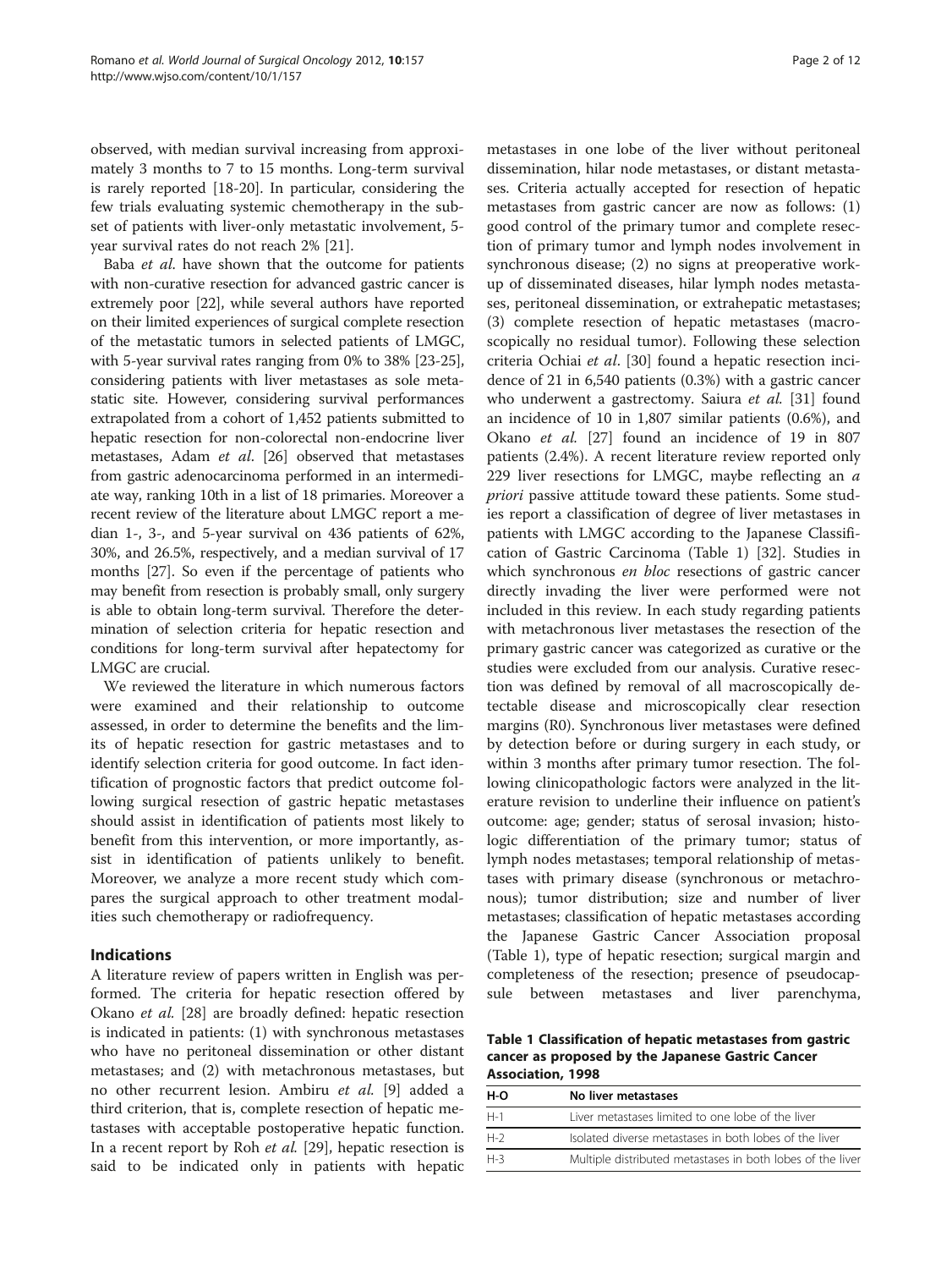observed, with median survival increasing from approximately 3 months to 7 to 15 months. Long-term survival is rarely reported [18-20]. In particular, considering the few trials evaluating systemic chemotherapy in the subset of patients with liver-only metastatic involvement, 5-year survival rates do not reach 2% [21].

Baba *et al.* have shown that the outcome for patients with non-curative resection for advanced gastric cancer is extremely poor [22], while several authors have reported on their limited experiences of surgical complete resection of the metastatic tumors in selected patients of LMGC, with 5-year survival rates ranging from 0% to 38% [23-25], considering patients with liver metastases as sole metastatic site. However, considering survival performances extrapolated from a cohort of 1,452 patients submitted to hepatic resection for non-colorectal non-endocrine liver metastases, Adam *et al.* [26] observed that metastases from gastric adenocarcinoma performed in an intermediate way, ranking 10th in a list of 18 primaries. Moreover a recent review of the literature about LMGC report a median 1-, 3-, and 5-year survival on 436 patients of 62%, 30%, and 26.5%, respectively, and a median survival of 17 months [27]. So even if the percentage of patients who may benefit from resection is probably small, only surgery is able to obtain long-term survival. Therefore the determination of selection criteria for hepatic resection and conditions for long-term survival after hepatectomy for LMGC are crucial.

We reviewed the literature in which numerous factors were examined and their relationship to outcome assessed, in order to determine the benefits and the limits of hepatic resection for gastric metastases and to identify selection criteria for good outcome. In fact identification of prognostic factors that predict outcome following surgical resection of gastric hepatic metastases should assist in identification of patients most likely to benefit from this intervention, or more importantly, assist in identification of patients unlikely to benefit. Moreover, we analyze a more recent study which compares the surgical approach to other treatment modalities such chemotherapy or radiofrequency.

## Indications

A literature review of papers written in English was performed. The criteria for hepatic resection offered by Okano *et al.* [28] are broadly defined: hepatic resection is indicated in patients: (1) with synchronous metastases who have no peritoneal dissemination or other distant metastases; and (2) with metachronous metastases, but no other recurrent lesion. Ambiru *et al.* [9] added a third criterion, that is, complete resection of hepatic metastases with acceptable postoperative hepatic function. In a recent report by Roh *et al.* [29], hepatic resection is said to be indicated only in patients with hepatic metastases in one lobe of the liver without peritoneal dissemination, hilar node metastases, or distant metastases. Criteria actually accepted for resection of hepatic metastases from gastric cancer are now as follows: (1) good control of the primary tumor and complete resection of primary tumor and lymph nodes involvement in synchronous disease; (2) no signs at preoperative workup of disseminated diseases, hilar lymph nodes metastases, peritoneal dissemination, or extrahepatic metastases; (3) complete resection of hepatic metastases (macroscopically no residual tumor). Following these selection criteria Ochiai *et al.* [30] found a hepatic resection incidence of 21 in 6,540 patients (0.3%) with a gastric cancer who underwent a gastrectomy. Saiura *et al.* [31] found an incidence of 10 in 1,807 similar patients (0.6%), and Okano *et al.* [27] found an incidence of 19 in 807 patients (2.4%). A recent literature review reported only 229 liver resections for LMGC, maybe reflecting an *a priori* passive attitude toward these patients. Some studies report a classification of degree of liver metastases in patients with LMGC according to the Japanese Classification of Gastric Carcinoma (Table 1) [32]. Studies in which synchronous *en bloc* resections of gastric cancer directly invading the liver were performed were not included in this review. In each study regarding patients with metachronous liver metastases the resection of the primary gastric cancer was categorized as curative or the studies were excluded from our analysis. Curative resection was defined by removal of all macroscopically detectable disease and microscopically clear resection margins (R0). Synchronous liver metastases were defined by detection before or during surgery in each study, or within 3 months after primary tumor resection. The following clinicopathologic factors were analyzed in the literature revision to underline their influence on patient's outcome: age; gender; status of serosal invasion; histologic differentiation of the primary tumor; status of lymph nodes metastases; temporal relationship of metastases with primary disease (synchronous or metachronous); tumor distribution; size and number of liver metastases; classification of hepatic metastases according the Japanese Gastric Cancer Association proposal (Table 1), type of hepatic resection; surgical margin and completeness of the resection; presence of pseudocapsule between metastases and liver parenchyma,

**Table 1 Classification of hepatic metastases from gastric cancer as proposed by the Japanese Gastric Cancer Association, 1998**

| H-O | No liver metastases |
|---|---|
| H-1 | Liver metastases limited to one lobe of the liver |
| H-2 | Isolated diverse metastases in both lobes of the liver |
| H-3 | Multiple distributed metastases in both lobes of the liver |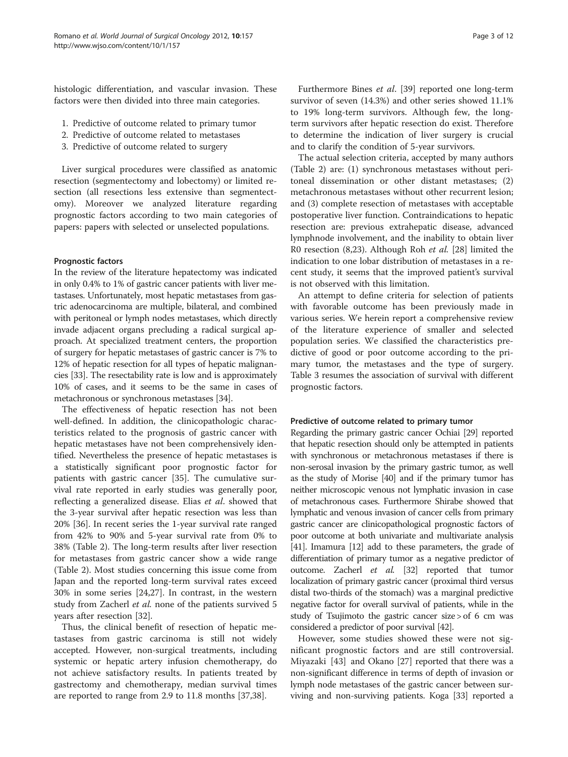histologic differentiation, and vascular invasion. These factors were then divided into three main categories.

1. Predictive of outcome related to primary tumor
2. Predictive of outcome related to metastases
3. Predictive of outcome related to surgery

Liver surgical procedures were classified as anatomic resection (segmentectomy and lobectomy) or limited resection (all resections less extensive than segmentectomy). Moreover we analyzed literature regarding prognostic factors according to two main categories of papers: papers with selected or unselected populations.

### Prognostic factors

In the review of the literature hepatectomy was indicated in only 0.4% to 1% of gastric cancer patients with liver metastases. Unfortunately, most hepatic metastases from gastric adenocarcinoma are multiple, bilateral, and combined with peritoneal or lymph nodes metastases, which directly invade adjacent organs precluding a radical surgical approach. At specialized treatment centers, the proportion of surgery for hepatic metastases of gastric cancer is 7% to 12% of hepatic resection for all types of hepatic malignancies [33]. The resectability rate is low and is approximately 10% of cases, and it seems to be the same in cases of metachronous or synchronous metastases [34].

The effectiveness of hepatic resection has not been well-defined. In addition, the clinicopathologic characteristics related to the prognosis of gastric cancer with hepatic metastases have not been comprehensively identified. Nevertheless the presence of hepatic metastases is a statistically significant poor prognostic factor for patients with gastric cancer [35]. The cumulative survival rate reported in early studies was generally poor, reflecting a generalized disease. Elias *et al*. showed that the 3-year survival after hepatic resection was less than 20% [36]. In recent series the 1-year survival rate ranged from 42% to 90% and 5-year survival rate from 0% to 38% (Table 2). The long-term results after liver resection for metastases from gastric cancer show a wide range (Table 2). Most studies concerning this issue come from Japan and the reported long-term survival rates exceed 30% in some series [24,27]. In contrast, in the western study from Zacherl *et al.* none of the patients survived 5 years after resection [32].

Thus, the clinical benefit of resection of hepatic metastases from gastric carcinoma is still not widely accepted. However, non-surgical treatments, including systemic or hepatic artery infusion chemotherapy, do not achieve satisfactory results. In patients treated by gastrectomy and chemotherapy, median survival times are reported to range from 2.9 to 11.8 months [37,38].

Furthermore Bines *et al*. [39] reported one long-term survivor of seven (14.3%) and other series showed 11.1% to 19% long-term survivors. Although few, the long-term survivors after hepatic resection do exist. Therefore to determine the indication of liver surgery is crucial and to clarify the condition of 5-year survivors.

The actual selection criteria, accepted by many authors (Table 2) are: (1) synchronous metastases without peritoneal dissemination or other distant metastases; (2) metachronous metastases without other recurrent lesion; and (3) complete resection of metastases with acceptable postoperative liver function. Contraindications to hepatic resection are: previous extrahepatic disease, advanced lymphnode involvement, and the inability to obtain liver R0 resection (8,23). Although Roh *et al.* [28] limited the indication to one lobar distribution of metastases in a recent study, it seems that the improved patient's survival is not observed with this limitation.

An attempt to define criteria for selection of patients with favorable outcome has been previously made in various series. We herein report a comprehensive review of the literature experience of smaller and selected population series. We classified the characteristics predictive of good or poor outcome according to the primary tumor, the metastases and the type of surgery. Table 3 resumes the association of survival with different prognostic factors.

### Predictive of outcome related to primary tumor

Regarding the primary gastric cancer Ochiai [29] reported that hepatic resection should only be attempted in patients with synchronous or metachronous metastases if there is non-serosal invasion by the primary gastric tumor, as well as the study of Morise [40] and if the primary tumor has neither microscopic venous not lymphatic invasion in case of metachronous cases. Furthermore Shirabe showed that lymphatic and venous invasion of cancer cells from primary gastric cancer are clinicopathological prognostic factors of poor outcome at both univariate and multivariate analysis [41]. Imamura [12] add to these parameters, the grade of differentiation of primary tumor as a negative predictor of outcome. Zacherl *et al.* [32] reported that tumor localization of primary gastric cancer (proximal third versus distal two-thirds of the stomach) was a marginal predictive negative factor for overall survival of patients, while in the study of Tsujimoto the gastric cancer size > of 6 cm was considered a predictor of poor survival [42].

However, some studies showed these were not significant prognostic factors and are still controversial. Miyazaki [43] and Okano [27] reported that there was a non-significant difference in terms of depth of invasion or lymph node metastases of the gastric cancer between surviving and non-surviving patients. Koga [33] reported a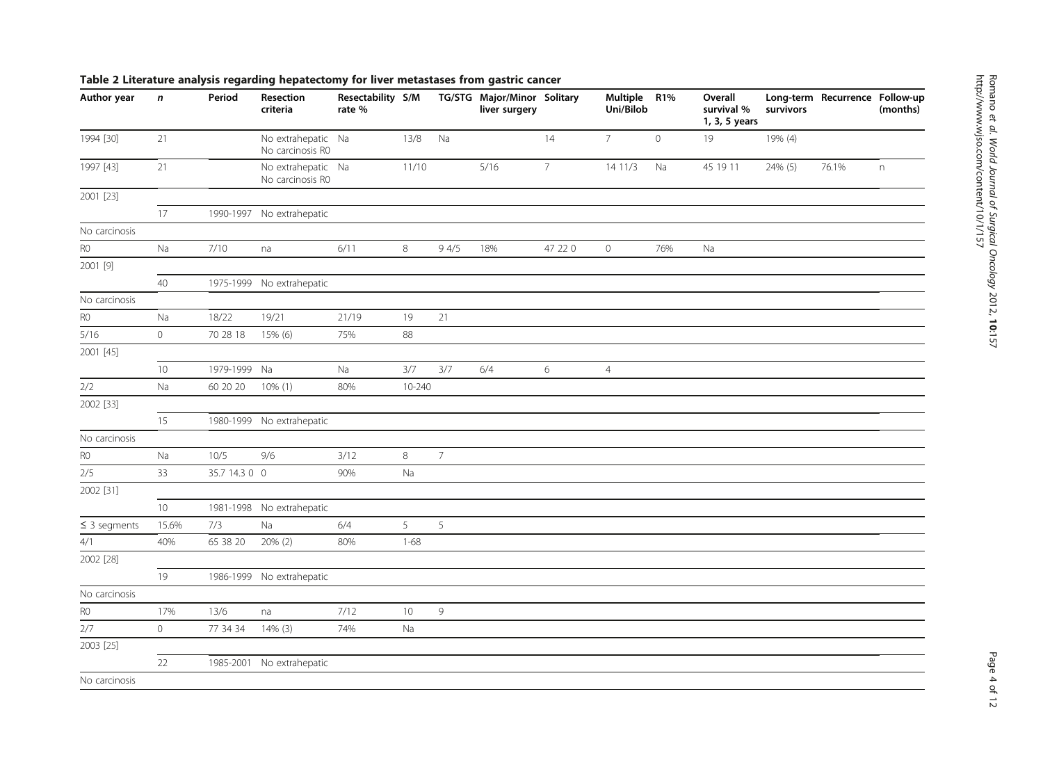**Table 2 Literature analysis regarding hepatectomy for liver metastases from gastric cancer**

| Author year | n | Period | Resection criteria | Resectability rate % | S/M | TG/STG | Major/Minor liver surgery | Solitary | Multiple Uni/Bilob | R1% | Overall survival % 1, 3, 5 years | Long-term survivors | Recurrence | Follow-up (months) |
|---|---|---|---|---|---|---|---|---|---|---|---|---|---|---|
| 1994 [30] | 21 | | No extrahepatic No carcinosis R0 | Na | 13/8 | Na | | 14 | 7 | 0 | 19 | 19% (4) | | |
| 1997 [43] | 21 | | No extrahepatic No carcinosis R0 | Na | 11/10 | | 5/16 | 7 | 14 11/3 | Na | 45 19 11 | 24% (5) | 76.1% | n |
| 2001 [23] | | | | | | | | | | | | | | |
| | 17 | 1990-1997 | No extrahepatic | | | | | | | | | | | |
| No carcinosis | | | | | | | | | | | | | | |
| R0 | Na | 7/10 | na | 6/11 | 8 | 9 4/5 | 18% | 47 22 0 | 0 | 76% | Na | | | |
| 2001 [9] | | | | | | | | | | | | | | |
| | 40 | 1975-1999 | No extrahepatic | | | | | | | | | | | |
| No carcinosis | | | | | | | | | | | | | | |
| R0 | Na | 18/22 | 19/21 | 21/19 | 19 | 21 | | | | | | | | |
| 5/16 | 0 | 70 28 18 | 15% (6) | 75% | 88 | | | | | | | | | |
| 2001 [45] | | | | | | | | | | | | | | |
| | 10 | 1979-1999 | Na | Na | 3/7 | 3/7 | 6/4 | 6 | 4 | | | | | |
| 2/2 | Na | 60 20 20 | 10% (1) | 80% | 10-240 | | | | | | | | | |
| 2002 [33] | | | | | | | | | | | | | | |
| | 15 | 1980-1999 | No extrahepatic | | | | | | | | | | | |
| No carcinosis | | | | | | | | | | | | | | |
| R0 | Na | 10/5 | 9/6 | 3/12 | 8 | 7 | | | | | | | | |
| 2/5 | 33 | 35.7 14.3 0 | 0 | 90% | Na | | | | | | | | | |
| 2002 [31] | | | | | | | | | | | | | | |
| | 10 | 1981-1998 | No extrahepatic | | | | | | | | | | | |
| ≤ 3 segments | 15.6% | 7/3 | Na | 6/4 | 5 | 5 | | | | | | | | |
| 4/1 | 40% | 65 38 20 | 20% (2) | 80% | 1-68 | | | | | | | | | |
| 2002 [28] | | | | | | | | | | | | | | |
| | 19 | 1986-1999 | No extrahepatic | | | | | | | | | | | |
| No carcinosis | | | | | | | | | | | | | | |
| R0 | 17% | 13/6 | na | 7/12 | 10 | 9 | | | | | | | | |
| 2/7 | 0 | 77 34 34 | 14% (3) | 74% | Na | | | | | | | | | |
| 2003 [25] | | | | | | | | | | | | | | |
| | 22 | 1985-2001 | No extrahepatic | | | | | | | | | | | |
| No carcinosis | | | | | | | | | | | | | | |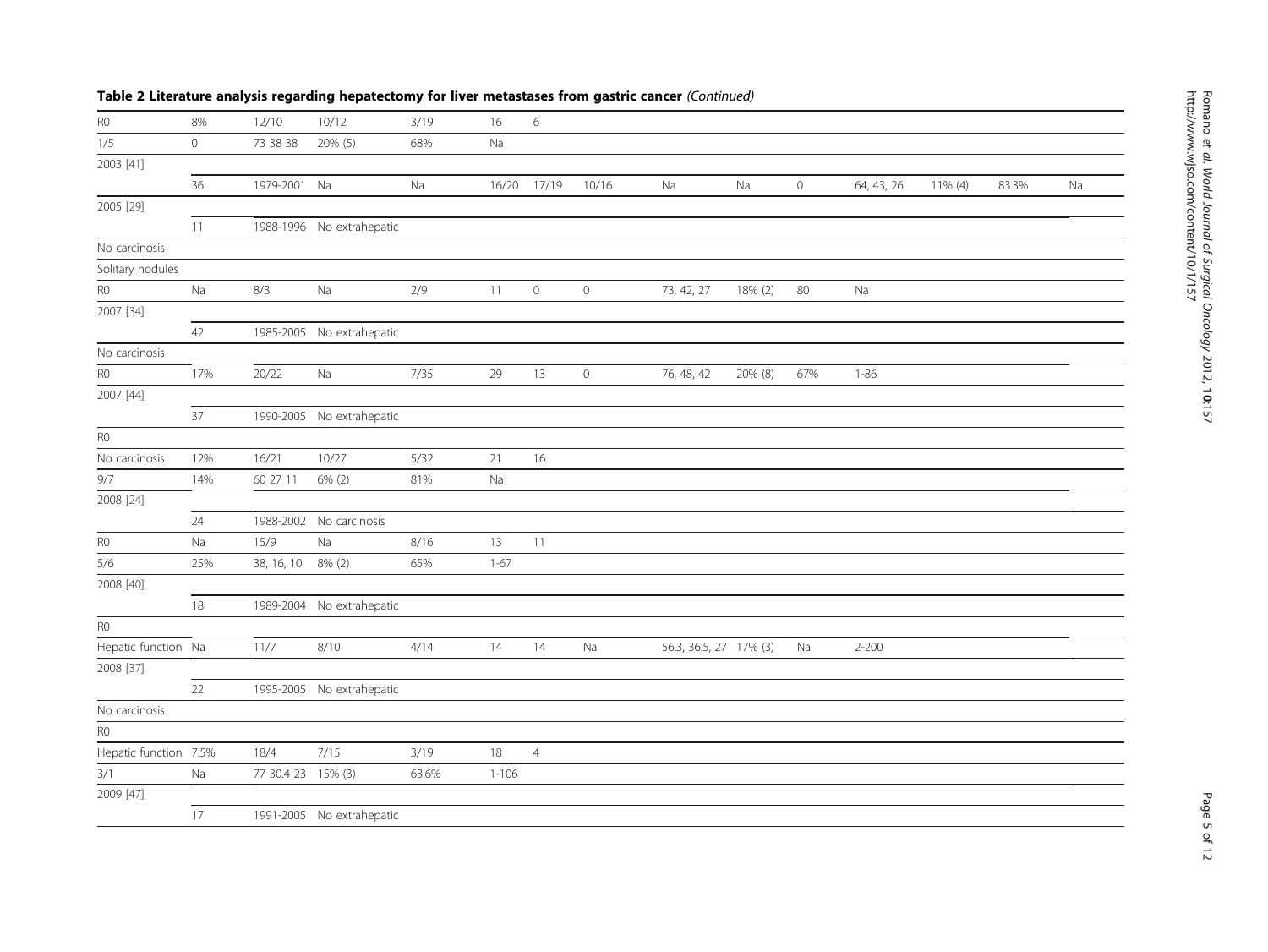**Table 2 Literature analysis regarding hepatectomy for liver metastases from gastric cancer** *(Continued)*

| | | | | | | | | | | | | | | |
|---|---|---|---|---|---|---|---|---|---|---|---|---|---|---|
| R0 | 8% | 12/10 | 10/12 | 3/19 | 16 | 6 | | | | | | | | |
| 1/5 | 0 | 73 38 38 | 20% (5) | 68% | Na | | | | | | | | | |
| 2003 [41] | | | | | | | | | | | | | | |
| | 36 | 1979-2001 | Na | Na | 16/20 | 17/19 | 10/16 | Na | Na | 0 | 64, 43, 26 | 11% (4) | 83.3% | Na |
| 2005 [29] | | | | | | | | | | | | | | |
| | 11 | 1988-1996 | No extrahepatic | | | | | | | | | | | |
| No carcinosis | | | | | | | | | | | | | | |
| Solitary nodules | | | | | | | | | | | | | | |
| R0 | Na | 8/3 | Na | 2/9 | 11 | 0 | 0 | 73, 42, 27 | 18% (2) | 80 | Na | | | |
| 2007 [34] | | | | | | | | | | | | | | |
| | 42 | 1985-2005 | No extrahepatic | | | | | | | | | | | |
| No carcinosis | | | | | | | | | | | | | | |
| R0 | 17% | 20/22 | Na | 7/35 | 29 | 13 | 0 | 76, 48, 42 | 20% (8) | 67% | 1-86 | | | |
| 2007 [44] | | | | | | | | | | | | | | |
| | 37 | 1990-2005 | No extrahepatic | | | | | | | | | | | |
| R0 | | | | | | | | | | | | | | |
| No carcinosis | 12% | 16/21 | 10/27 | 5/32 | 21 | 16 | | | | | | | | |
| 9/7 | 14% | 60 27 11 | 6% (2) | 81% | Na | | | | | | | | | |
| 2008 [24] | | | | | | | | | | | | | | |
| | 24 | 1988-2002 | No carcinosis | | | | | | | | | | | |
| R0 | Na | 15/9 | Na | 8/16 | 13 | 11 | | | | | | | | |
| 5/6 | 25% | 38, 16, 10 | 8% (2) | 65% | 1-67 | | | | | | | | | |
| 2008 [40] | | | | | | | | | | | | | | |
| | 18 | 1989-2004 | No extrahepatic | | | | | | | | | | | |
| R0 | | | | | | | | | | | | | | |
| Hepatic function | Na | 11/7 | 8/10 | 4/14 | 14 | 14 | Na | 56.3, 36.5, 27 | 17% (3) | Na | 2-200 | | | |
| 2008 [37] | | | | | | | | | | | | | | |
| | 22 | 1995-2005 | No extrahepatic | | | | | | | | | | | |
| No carcinosis | | | | | | | | | | | | | | |
| R0 | | | | | | | | | | | | | | |
| Hepatic function | 7.5% | 18/4 | 7/15 | 3/19 | 18 | 4 | | | | | | | | |
| 3/1 | Na | 77 30.4 23 | 15% (3) | 63.6% | 1-106 | | | | | | | | | |
| 2009 [47] | | | | | | | | | | | | | | |
| | 17 | 1991-2005 | No extrahepatic | | | | | | | | | | | |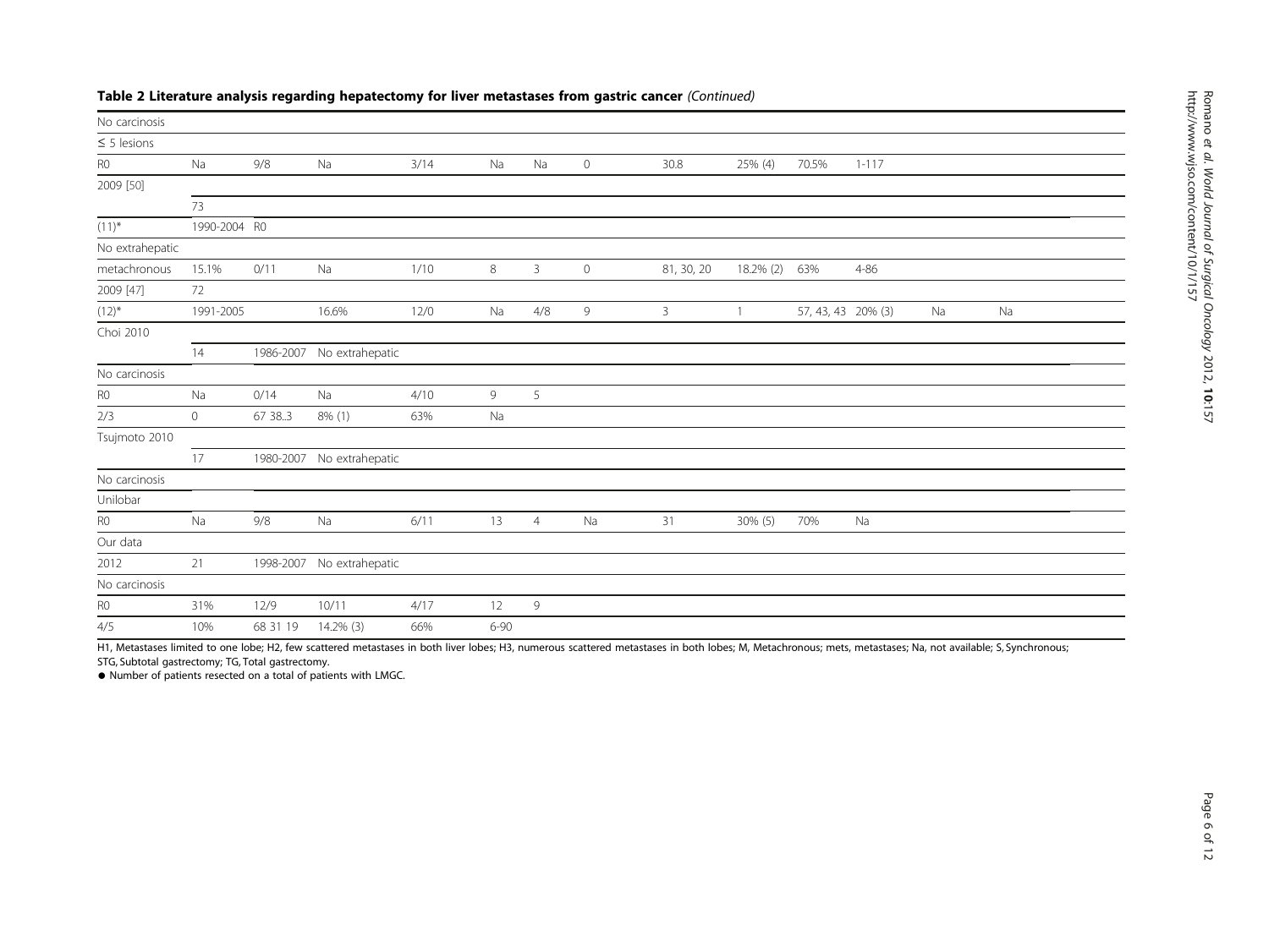**Table 2 Literature analysis regarding hepatectomy for liver metastases from gastric cancer** *(Continued)*

| | | | | | | | | | | | | | |
|---|---|---|---|---|---|---|---|---|---|---|---|---|---|
| No carcinosis | | | | | | | | | | | | | |
| ≤ 5 lesions | | | | | | | | | | | | | |
| R0 | Na | 9/8 | Na | 3/14 | Na | Na | 0 | 30.8 | 25% (4) | 70.5% | 1-117 | | |
| 2009 [50] | | | | | | | | | | | | | |
| | 73 | | | | | | | | | | | | |
| (11)* | 1990-2004 | R0 | | | | | | | | | | | |
| No extrahepatic | | | | | | | | | | | | | |
| metachronous | 15.1% | 0/11 | Na | 1/10 | 8 | 3 | 0 | 81, 30, 20 | 18.2% (2) | 63% | 4-86 | | |
| 2009 [47] | 72 | | | | | | | | | | | | |
| (12)* | 1991-2005 | | 16.6% | 12/0 | Na | 4/8 | 9 | 3 | 1 | 57, 43, 43 | 20% (3) | Na | Na |
| Choi 2010 | | | | | | | | | | | | | |
| | 14 | 1986-2007 | No extrahepatic | | | | | | | | | | |
| No carcinosis | | | | | | | | | | | | | |
| R0 | Na | 0/14 | Na | 4/10 | 9 | 5 | | | | | | | |
| 2/3 | 0 | 67 38..3 | 8% (1) | 63% | Na | | | | | | | | |
| Tsujmoto 2010 | | | | | | | | | | | | | |
| | 17 | 1980-2007 | No extrahepatic | | | | | | | | | | |
| No carcinosis | | | | | | | | | | | | | |
| Unilobar | | | | | | | | | | | | | |
| R0 | Na | 9/8 | Na | 6/11 | 13 | 4 | Na | 31 | 30% (5) | 70% | Na | | |
| Our data | | | | | | | | | | | | | |
| 2012 | 21 | 1998-2007 | No extrahepatic | | | | | | | | | | |
| No carcinosis | | | | | | | | | | | | | |
| R0 | 31% | 12/9 | 10/11 | 4/17 | 12 | 9 | | | | | | | |
| 4/5 | 10% | 68 31 19 | 14.2% (3) | 66% | 6-90 | | | | | | | | |

H1, Metastases limited to one lobe; H2, few scattered metastases in both liver lobes; H3, numerous scattered metastases in both lobes; M, Metachronous; mets, metastases; Na, not available; S, Synchronous; STG, Subtotal gastrectomy; TG, Total gastrectomy.

● Number of patients resected on a total of patients with LMGC.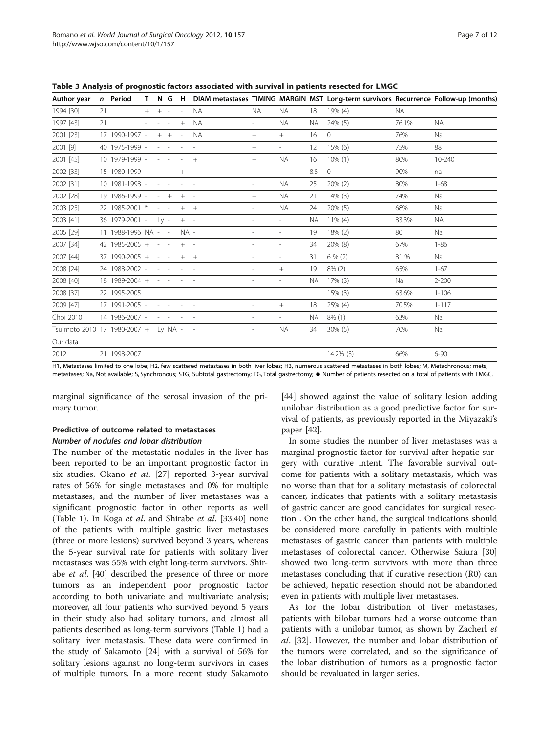Table 3 Analysis of prognostic factors associated with survival in patients resected for LMGC

| Author year | n | Period | T | N | G | H | DIAM metastases | TIMING | MARGIN | MST | Long-term survivors | Recurrence | Follow-up (months) |
|---|---|---|---|---|---|---|---|---|---|---|---|---|---|
| 1994 [30] | 21 | | + | + | - | - | NA | NA | NA | 18 | 19% (4) | NA | |
| 1997 [43] | 21 | | - | - | - | + | NA | - | NA | NA | 24% (5) | 76.1% | NA |
| 2001 [23] | 17 | 1990-1997 | - | + | + | - | NA | + | + | 16 | 0 | 76% | Na |
| 2001 [9] | 40 | 1975-1999 | - | - | - | - | - | + | - | 12 | 15% (6) | 75% | 88 |
| 2001 [45] | 10 | 1979-1999 | - | - | - | - | + | + | NA | 16 | 10% (1) | 80% | 10-240 |
| 2002 [33] | 15 | 1980-1999 | - | - | - | + | - | + | - | 8.8 | 0 | 90% | na |
| 2002 [31] | 10 | 1981-1998 | - | - | - | - | - | - | NA | 25 | 20% (2) | 80% | 1-68 |
| 2002 [28] | 19 | 1986-1999 | - | - | + | + | - | + | NA | 21 | 14% (3) | 74% | Na |
| 2003 [25] | 22 | 1985-2001 | * | - | - | + | + | - | NA | 24 | 20% (5) | 68% | Na |
| 2003 [41] | 36 | 1979-2001 | - | Ly | - | + | - | - | - | NA | 11% (4) | 83.3% | NA |
| 2005 [29] | 11 | 1988-1996 | NA | - | - | NA | - | - | - | 19 | 18% (2) | 80 | Na |
| 2007 [34] | 42 | 1985-2005 | + | - | - | + | - | - | - | 34 | 20% (8) | 67% | 1-86 |
| 2007 [44] | 37 | 1990-2005 | + | - | - | + | + | - | - | 31 | 6 % (2) | 81 % | Na |
| 2008 [24] | 24 | 1988-2002 | - | - | - | - | - | - | + | 19 | 8% (2) | 65% | 1-67 |
| 2008 [40] | 18 | 1989-2004 | + | - | - | - | - | - | - | NA | 17% (3) | Na | 2-200 |
| 2008 [37] | 22 | 1995-2005 | | | | | | | | | 15% (3) | 63.6% | 1-106 |
| 2009 [47] | 17 | 1991-2005 | - | - | - | - | - | - | + | 18 | 25% (4) | 70.5% | 1-117 |
| Choi 2010 | 14 | 1986-2007 | - | - | - | - | - | - | - | NA | 8% (1) | 63% | Na |
| Tsujmoto 2010 | 17 | 1980-2007 | + | Ly | NA | - | - | - | NA | 34 | 30% (5) | 70% | Na |
| Our data | | | | | | | | | | | | | |
| 2012 | 21 | 1998-2007 | | | | | | | | | 14.2% (3) | 66% | 6-90 |

H1, Metastases limited to one lobe; H2, few scattered metastases in both liver lobes; H3, numerous scattered metastases in both lobes; M, Metachronous; mets, metastases; Na, Not available; S, Synchronous; STG, Subtotal gastrectomy; TG, Total gastrectomy; ● Number of patients resected on a total of patients with LMGC.

marginal significance of the serosal invasion of the primary tumor.

## Predictive of outcome related to metastases

### *Number of nodules and lobar distribution*

The number of the metastatic nodules in the liver has been reported to be an important prognostic factor in six studies. Okano *et al.* [27] reported 3-year survival rates of 56% for single metastases and 0% for multiple metastases, and the number of liver metastases was a significant prognostic factor in other reports as well (Table 1). In Koga *et al.* and Shirabe *et al.* [33,40] none of the patients with multiple gastric liver metastases (three or more lesions) survived beyond 3 years, whereas the 5-year survival rate for patients with solitary liver metastases was 55% with eight long-term survivors. Shirabe *et al.* [40] described the presence of three or more tumors as an independent poor prognostic factor according to both univariate and multivariate analysis; moreover, all four patients who survived beyond 5 years in their study also had solitary tumors, and almost all patients described as long-term survivors (Table 1) had a solitary liver metastasis. These data were confirmed in the study of Sakamoto [24] with a survival of 56% for solitary lesions against no long-term survivors in cases of multiple tumors. In a more recent study Sakamoto [44] showed against the value of solitary lesion adding unilobar distribution as a good predictive factor for survival of patients, as previously reported in the Miyazaki's paper [42].

In some studies the number of liver metastases was a marginal prognostic factor for survival after hepatic surgery with curative intent. The favorable survival outcome for patients with a solitary metastasis, which was no worse than that for a solitary metastasis of colorectal cancer, indicates that patients with a solitary metastasis of gastric cancer are good candidates for surgical resection . On the other hand, the surgical indications should be considered more carefully in patients with multiple metastases of gastric cancer than patients with multiple metastases of colorectal cancer. Otherwise Saiura [30] showed two long-term survivors with more than three metastases concluding that if curative resection (R0) can be achieved, hepatic resection should not be abandoned even in patients with multiple liver metastases.

As for the lobar distribution of liver metastases, patients with bilobar tumors had a worse outcome than patients with a unilobar tumor, as shown by Zacherl *et al*. [32]. However, the number and lobar distribution of the tumors were correlated, and so the significance of the lobar distribution of tumors as a prognostic factor should be revaluated in larger series.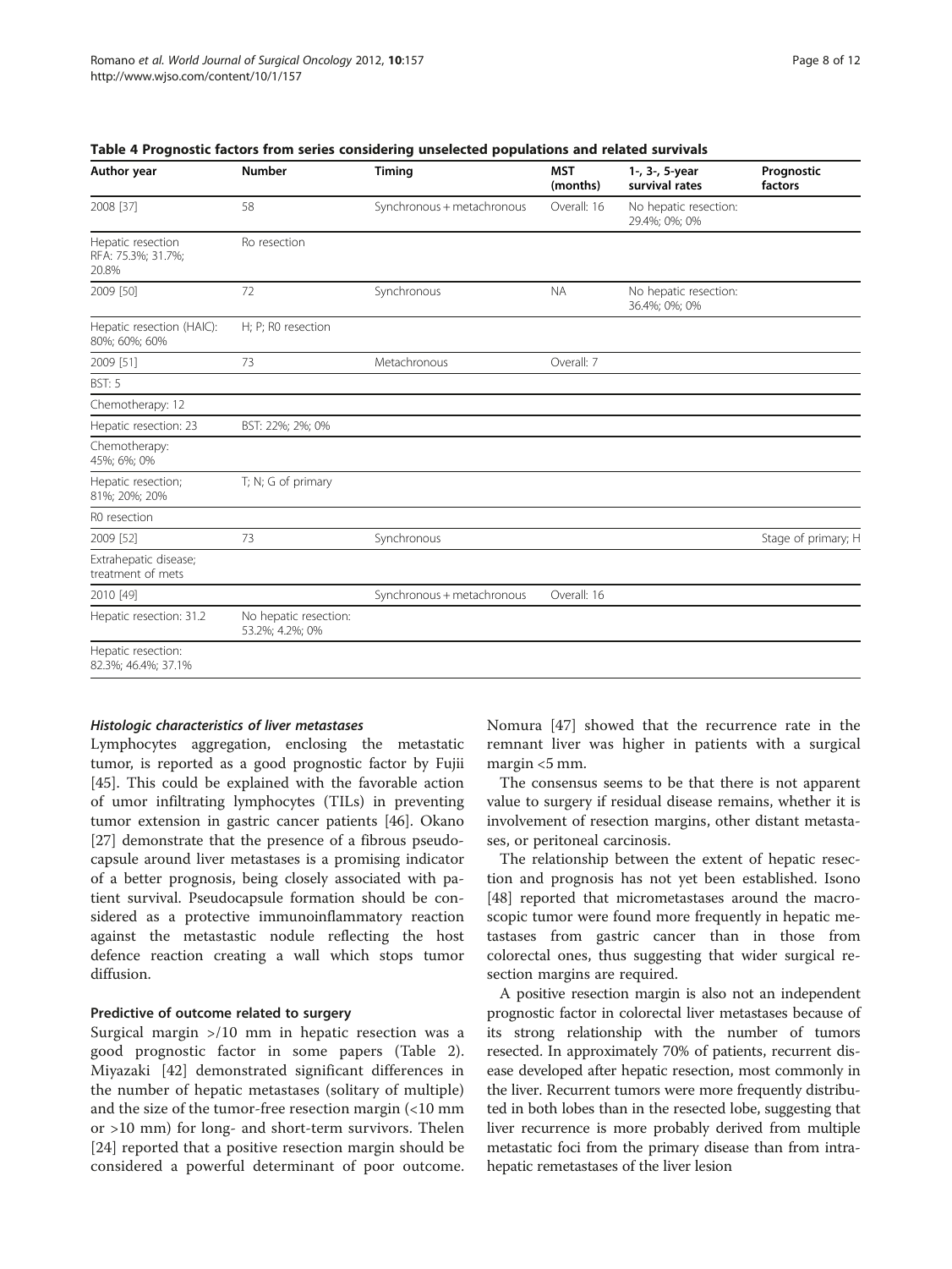**Table 4 Prognostic factors from series considering unselected populations and related survivals**

| Author year | Number | Timing | MST (months) | 1-, 3-, 5-year survival rates | Prognostic factors |
|---|---|---|---|---|---|
| 2008 [37] | 58 | Synchronous + metachronous | Overall: 16 | No hepatic resection: 29.4%; 0%; 0% | |
| Hepatic resection RFA: 75.3%; 31.7%; 20.8% | Ro resection | | | | |
| 2009 [50] | 72 | Synchronous | NA | No hepatic resection: 36.4%; 0%; 0% | |
| Hepatic resection (HAIC): 80%; 60%; 60% | H; P; R0 resection | | | | |
| 2009 [51] | 73 | Metachronous | Overall: 7 | | |
| BST: 5 | | | | | |
| Chemotherapy: 12 | | | | | |
| Hepatic resection: 23 | BST: 22%; 2%; 0% | | | | |
| Chemotherapy: 45%; 6%; 0% | | | | | |
| Hepatic resection; 81%; 20%; 20% | T; N; G of primary | | | | |
| R0 resection | | | | | |
| 2009 [52] | 73 | Synchronous | | | Stage of primary; H |
| Extrahepatic disease; treatment of mets | | | | | |
| 2010 [49] | | Synchronous + metachronous | Overall: 16 | | |
| Hepatic resection: 31.2 | No hepatic resection: 53.2%; 4.2%; 0% | | | | |
| Hepatic resection: 82.3%; 46.4%; 37.1% | | | | | |

#### *Histologic characteristics of liver metastases*

Lymphocytes aggregation, enclosing the metastatic tumor, is reported as a good prognostic factor by Fujii [45]. This could be explained with the favorable action of umor infiltrating lymphocytes (TILs) in preventing tumor extension in gastric cancer patients [46]. Okano [27] demonstrate that the presence of a fibrous pseudocapsule around liver metastases is a promising indicator of a better prognosis, being closely associated with patient survival. Pseudocapsule formation should be considered as a protective immunoinflammatory reaction against the metastastic nodule reflecting the host defence reaction creating a wall which stops tumor diffusion.

### Predictive of outcome related to surgery

Surgical margin >/10 mm in hepatic resection was a good prognostic factor in some papers (Table 2). Miyazaki [42] demonstrated significant differences in the number of hepatic metastases (solitary of multiple) and the size of the tumor-free resection margin (<10 mm or >10 mm) for long- and short-term survivors. Thelen [24] reported that a positive resection margin should be considered a powerful determinant of poor outcome. Nomura [47] showed that the recurrence rate in the remnant liver was higher in patients with a surgical margin <5 mm.

The consensus seems to be that there is not apparent value to surgery if residual disease remains, whether it is involvement of resection margins, other distant metastases, or peritoneal carcinosis.

The relationship between the extent of hepatic resection and prognosis has not yet been established. Isono [48] reported that micrometastases around the macroscopic tumor were found more frequently in hepatic metastases from gastric cancer than in those from colorectal ones, thus suggesting that wider surgical resection margins are required.

A positive resection margin is also not an independent prognostic factor in colorectal liver metastases because of its strong relationship with the number of tumors resected. In approximately 70% of patients, recurrent disease developed after hepatic resection, most commonly in the liver. Recurrent tumors were more frequently distributed in both lobes than in the resected lobe, suggesting that liver recurrence is more probably derived from multiple metastatic foci from the primary disease than from intrahepatic remetastases of the liver lesion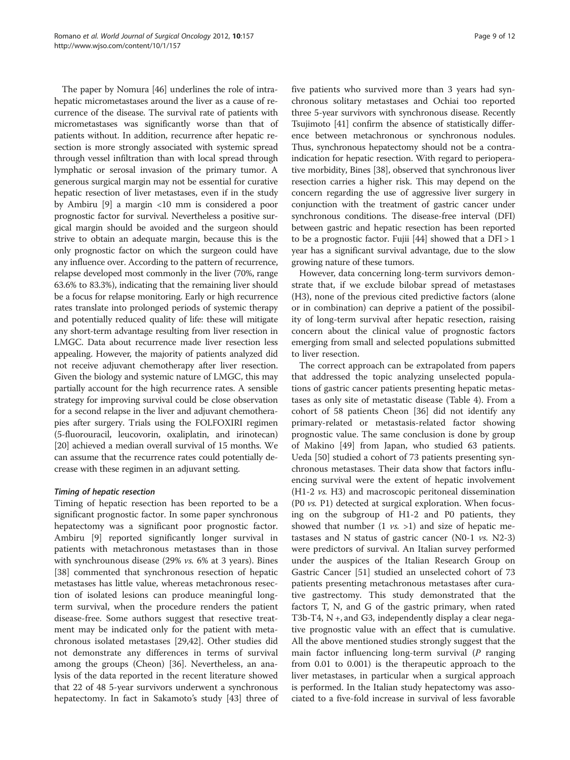The paper by Nomura [46] underlines the role of intrahepatic micrometastases around the liver as a cause of recurrence of the disease. The survival rate of patients with micrometastases was significantly worse than that of patients without. In addition, recurrence after hepatic resection is more strongly associated with systemic spread through vessel infiltration than with local spread through lymphatic or serosal invasion of the primary tumor. A generous surgical margin may not be essential for curative hepatic resection of liver metastases, even if in the study by Ambiru [9] a margin <10 mm is considered a poor prognostic factor for survival. Nevertheless a positive surgical margin should be avoided and the surgeon should strive to obtain an adequate margin, because this is the only prognostic factor on which the surgeon could have any influence over. According to the pattern of recurrence, relapse developed most commonly in the liver (70%, range 63.6% to 83.3%), indicating that the remaining liver should be a focus for relapse monitoring. Early or high recurrence rates translate into prolonged periods of systemic therapy and potentially reduced quality of life: these will mitigate any short-term advantage resulting from liver resection in LMGC. Data about recurrence made liver resection less appealing. However, the majority of patients analyzed did not receive adjuvant chemotherapy after liver resection. Given the biology and systemic nature of LMGC, this may partially account for the high recurrence rates. A sensible strategy for improving survival could be close observation for a second relapse in the liver and adjuvant chemotherapies after surgery. Trials using the FOLFOXIRI regimen (5-fluorouracil, leucovorin, oxaliplatin, and irinotecan) [20] achieved a median overall survival of 15 months. We can assume that the recurrence rates could potentially decrease with these regimen in an adjuvant setting.

#### *Timing of hepatic resection*

Timing of hepatic resection has been reported to be a significant prognostic factor. In some paper synchronous hepatectomy was a significant poor prognostic factor. Ambiru [9] reported significantly longer survival in patients with metachronous metastases than in those with synchrounous disease (29% *vs.* 6% at 3 years). Bines [38] commented that synchronous resection of hepatic metastases has little value, whereas metachronous resection of isolated lesions can produce meaningful long-term survival, when the procedure renders the patient disease-free. Some authors suggest that resective treatment may be indicated only for the patient with metachronous isolated metastases [29,42]. Other studies did not demonstrate any differences in terms of survival among the groups (Cheon) [36]. Nevertheless, an analysis of the data reported in the recent literature showed that 22 of 48 5-year survivors underwent a synchronous hepatectomy. In fact in Sakamoto's study [43] three of five patients who survived more than 3 years had synchronous solitary metastases and Ochiai too reported three 5-year survivors with synchronous disease. Recently Tsujimoto [41] confirm the absence of statistically difference between metachronous or synchronous nodules. Thus, synchronous hepatectomy should not be a contraindication for hepatic resection. With regard to perioperative morbidity, Bines [38], observed that synchronous liver resection carries a higher risk. This may depend on the concern regarding the use of aggressive liver surgery in conjunction with the treatment of gastric cancer under synchronous conditions. The disease-free interval (DFI) between gastric and hepatic resection has been reported to be a prognostic factor. Fujii [44] showed that a DFI > 1 year has a significant survival advantage, due to the slow growing nature of these tumors.

However, data concerning long-term survivors demonstrate that, if we exclude bilobar spread of metastases (H3), none of the previous cited predictive factors (alone or in combination) can deprive a patient of the possibility of long-term survival after hepatic resection, raising concern about the clinical value of prognostic factors emerging from small and selected populations submitted to liver resection.

The correct approach can be extrapolated from papers that addressed the topic analyzing unselected populations of gastric cancer patients presenting hepatic metastases as only site of metastatic disease (Table 4). From a cohort of 58 patients Cheon [36] did not identify any primary-related or metastasis-related factor showing prognostic value. The same conclusion is done by group of Makino [49] from Japan, who studied 63 patients. Ueda [50] studied a cohort of 73 patients presenting synchronous metastases. Their data show that factors influencing survival were the extent of hepatic involvement (H1-2 *vs.* H3) and macroscopic peritoneal dissemination (P0 *vs.* P1) detected at surgical exploration. When focusing on the subgroup of H1-2 and P0 patients, they showed that number (1 *vs.* >1) and size of hepatic metastases and N status of gastric cancer (N0-1 *vs.* N2-3) were predictors of survival. An Italian survey performed under the auspices of the Italian Research Group on Gastric Cancer [51] studied an unselected cohort of 73 patients presenting metachronous metastases after curative gastrectomy. This study demonstrated that the factors T, N, and G of the gastric primary, when rated T3b-T4, N +, and G3, independently display a clear negative prognostic value with an effect that is cumulative. All the above mentioned studies strongly suggest that the main factor influencing long-term survival ($P$ ranging from 0.01 to 0.001) is the therapeutic approach to the liver metastases, in particular when a surgical approach is performed. In the Italian study hepatectomy was associated to a five-fold increase in survival of less favorable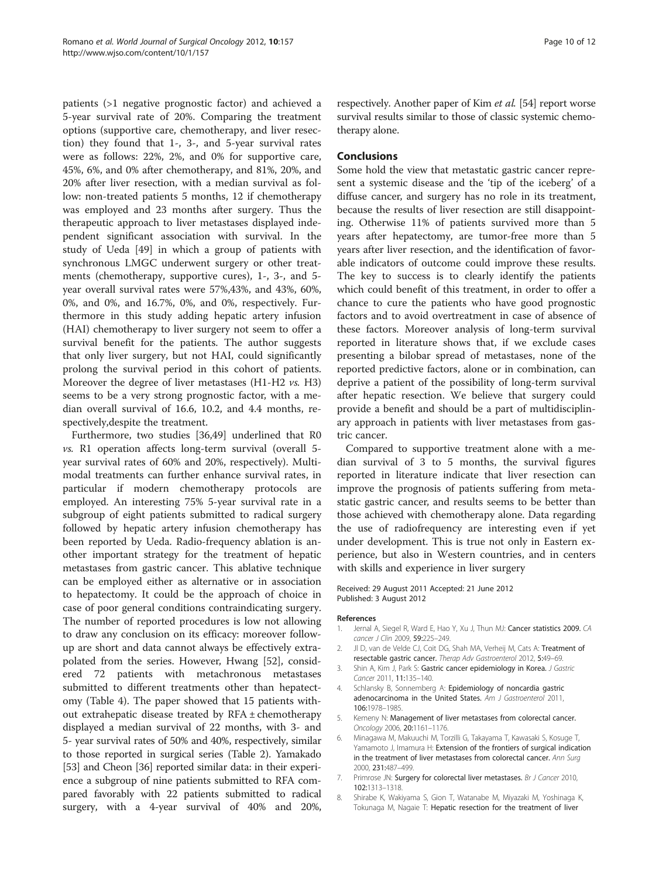patients (>1 negative prognostic factor) and achieved a 5-year survival rate of 20%. Comparing the treatment options (supportive care, chemotherapy, and liver resection) they found that 1-, 3-, and 5-year survival rates were as follows: 22%, 2%, and 0% for supportive care, 45%, 6%, and 0% after chemotherapy, and 81%, 20%, and 20% after liver resection, with a median survival as follow: non-treated patients 5 months, 12 if chemotherapy was employed and 23 months after surgery. Thus the therapeutic approach to liver metastases displayed independent significant association with survival. In the study of Ueda [49] in which a group of patients with synchronous LMGC underwent surgery or other treatments (chemotherapy, supportive cures), 1-, 3-, and 5-year overall survival rates were 57%,43%, and 43%, 60%, 0%, and 0%, and 16.7%, 0%, and 0%, respectively. Furthermore in this study adding hepatic artery infusion (HAI) chemotherapy to liver surgery not seem to offer a survival benefit for the patients. The author suggests that only liver surgery, but not HAI, could significantly prolong the survival period in this cohort of patients. Moreover the degree of liver metastases (H1-H2 *vs.* H3) seems to be a very strong prognostic factor, with a median overall survival of 16.6, 10.2, and 4.4 months, respectively,despite the treatment.

Furthermore, two studies [36,49] underlined that R0 *vs.* R1 operation affects long-term survival (overall 5-year survival rates of 60% and 20%, respectively). Multimodal treatments can further enhance survival rates, in particular if modern chemotherapy protocols are employed. An interesting 75% 5-year survival rate in a subgroup of eight patients submitted to radical surgery followed by hepatic artery infusion chemotherapy has been reported by Ueda. Radio-frequency ablation is another important strategy for the treatment of hepatic metastases from gastric cancer. This ablative technique can be employed either as alternative or in association to hepatectomy. It could be the approach of choice in case of poor general conditions contraindicating surgery. The number of reported procedures is low not allowing to draw any conclusion on its efficacy: moreover follow-up are short and data cannot always be effectively extrapolated from the series. However, Hwang [52], considered 72 patients with metachronous metastases submitted to different treatments other than hepatectomy (Table 4). The paper showed that 15 patients without extrahepatic disease treated by RFA ± chemotherapy displayed a median survival of 22 months, with 3- and 5- year survival rates of 50% and 40%, respectively, similar to those reported in surgical series (Table 2). Yamakado [53] and Cheon [36] reported similar data: in their experience a subgroup of nine patients submitted to RFA compared favorably with 22 patients submitted to radical surgery, with a 4-year survival of 40% and 20%, respectively. Another paper of Kim *et al.* [54] report worse survival results similar to those of classic systemic chemotherapy alone.

## Conclusions

Some hold the view that metastatic gastric cancer represent a systemic disease and the 'tip of the iceberg' of a diffuse cancer, and surgery has no role in its treatment, because the results of liver resection are still disappointing. Otherwise 11% of patients survived more than 5 years after hepatectomy, are tumor-free more than 5 years after liver resection, and the identification of favorable indicators of outcome could improve these results. The key to success is to clearly identify the patients which could benefit of this treatment, in order to offer a chance to cure the patients who have good prognostic factors and to avoid overtreatment in case of absence of these factors. Moreover analysis of long-term survival reported in literature shows that, if we exclude cases presenting a bilobar spread of metastases, none of the reported predictive factors, alone or in combination, can deprive a patient of the possibility of long-term survival after hepatic resection. We believe that surgery could provide a benefit and should be a part of multidisciplinary approach in patients with liver metastases from gastric cancer.

Compared to supportive treatment alone with a median survival of 3 to 5 months, the survival figures reported in literature indicate that liver resection can improve the prognosis of patients suffering from metastatic gastric cancer, and results seems to be better than those achieved with chemotherapy alone. Data regarding the use of radiofrequency are interesting even if yet under development. This is true not only in Eastern experience, but also in Western countries, and in centers with skills and experience in liver surgery

Received: 29 August 2011 Accepted: 21 June 2012
Published: 3 August 2012

## References

1. Jemal A, Siegel R, Ward E, Hao Y, Xu J, Thun MJ: **Cancer statistics 2009.** *CA cancer J Clin* 2009, **59:**225–249.
2. JI D, van de Velde CJ, Coit DG, Shah MA, Verheij M, Cats A: **Treatment of resectable gastric cancer.** *Therap Adv Gastroenterol* 2012, **5:**49–69.
3. Shin A, Kim J, Park S: **Gastric cancer epidemiology in Korea.** *J Gastric Cancer* 2011, **11:**135–140.
4. Schlansky B, Sonnenberg A: **Epidemiology of noncardia gastric adenocarcinoma in the United States.** *Am J Gastroenterol* 2011, **106:**1978–1985.
5. Kemeny N: **Management of liver metastases from colorectal cancer.** *Oncology* 2006, **20:**1161–1176.
6. Minagawa M, Makuuchi M, Torzilli G, Takayama T, Kawasaki S, Kosuge T, Yamamoto J, Imamura H: **Extension of the frontiers of surgical indication in the treatment of liver metastases from colorectal cancer.** *Ann Surg* 2000, **231:**487–499.
7. Primrose JN: **Surgery for colorectal liver metastases.** *Br J Cancer* 2010, **102:**1313–1318.
8. Shirabe K, Wakiyama S, Gion T, Watanabe M, Miyazaki M, Yoshinaga K, Tokunaga M, Nagaie T: **Hepatic resection for the treatment of liver**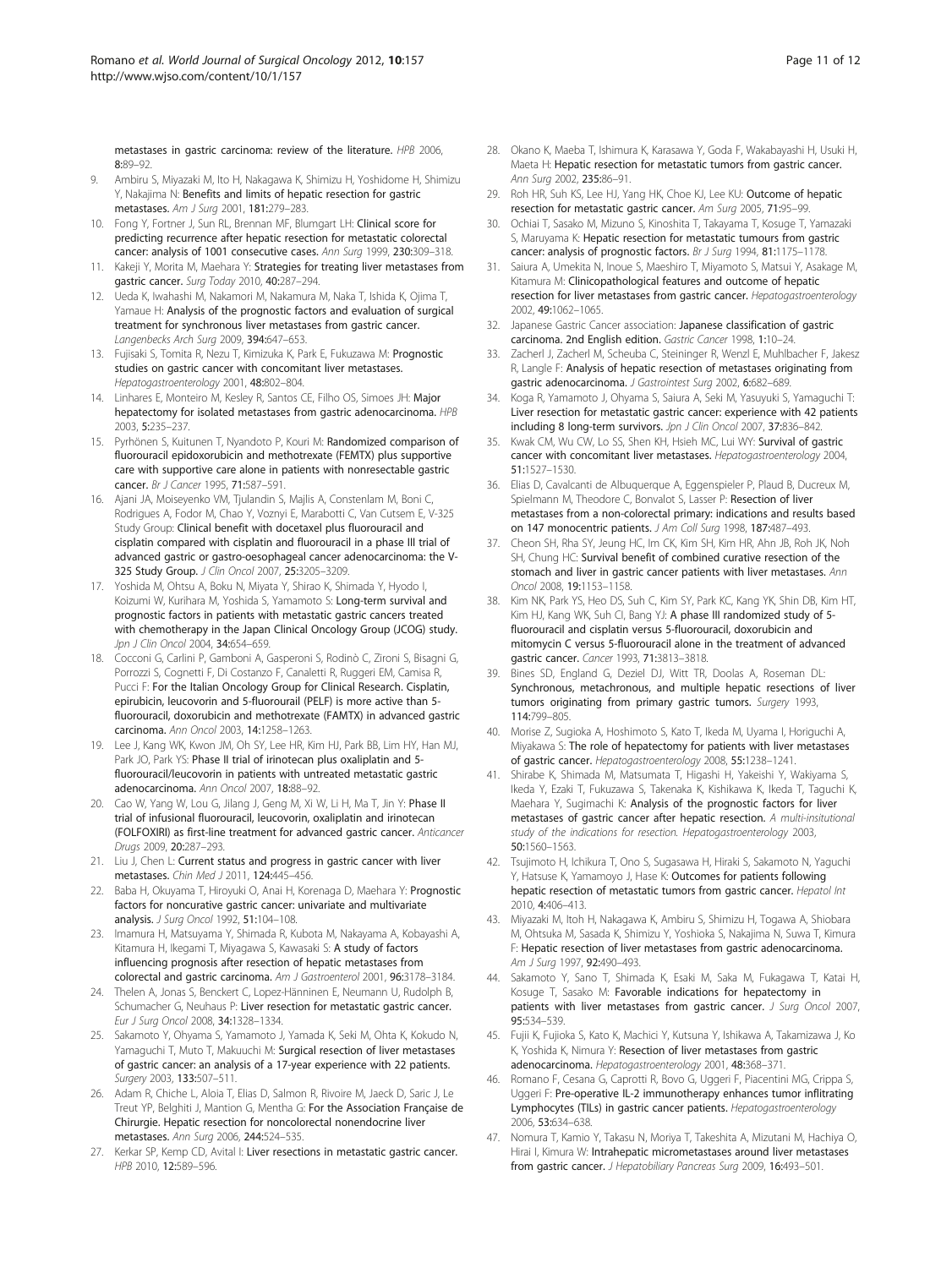metastases in gastric carcinoma: review of the literature. *HPB* 2006, 8:89–92.

9. Ambiru S, Miyazaki M, Ito H, Nakagawa K, Shimizu H, Yoshidome H, Shimizu Y, Nakajima N: **Benefits and limits of hepatic resection for gastric metastases.** *Am J Surg* 2001, 181:279–283.
10. Fong Y, Fortner J, Sun RL, Brennan MF, Blumgart LH: **Clinical score for predicting recurrence after hepatic resection for metastatic colorectal cancer: analysis of 1001 consecutive cases.** *Ann Surg* 1999, 230:309–318.
11. Kakeji Y, Morita M, Maehara Y: **Strategies for treating liver metastases from gastric cancer.** *Surg Today* 2010, 40:287–294.
12. Ueda K, Iwahashi M, Nakamori M, Nakamura M, Naka T, Ishida K, Ojima T, Yamaue H: **Analysis of the prognostic factors and evaluation of surgical treatment for synchronous liver metastases from gastric cancer.** *Langenbecks Arch Surg* 2009, 394:647–653.
13. Fujisaki S, Tomita R, Nezu T, Kimizuka K, Park E, Fukuzawa M: **Prognostic studies on gastric cancer with concomitant liver metastases.** *Hepatogastroenterology* 2001, 48:802–804.
14. Linhares E, Monteiro M, Kesley R, Santos CE, Filho OS, Simoes JH: **Major hepatectomy for isolated metastases from gastric adenocarcinoma.** *HPB* 2003, 5:235–237.
15. Pyrhönen S, Kuitunen T, Nyandoto P, Kouri M: **Randomized comparison of fluorouracil epidoxorubicin and methotrexate (FEMTX) plus supportive care with supportive care alone in patients with nonresectable gastric cancer.** *Br J Cancer* 1995, 71:587–591.
16. Ajani JA, Moiseyenko VM, Tjulandin S, Majlis A, Constenlam M, Boni C, Rodrigues A, Fodor M, Chao Y, Voznyi E, Marabotti C, Van Cutsem E, V-325 Study Group: **Clinical benefit with docetaxel plus fluorouracil and cisplatin compared with cisplatin and fluorouracil in a phase III trial of advanced gastric or gastro-oesophageal cancer adenocarcinoma: the V-325 Study Group.** *J Clin Oncol* 2007, 25:3205–3209.
17. Yoshida M, Ohtsu A, Boku N, Miyata Y, Shirao K, Shimada Y, Hyodo I, Koizumi W, Kurihara M, Yoshida S, Yamamoto S: **Long-term survival and prognostic factors in patients with metastatic gastric cancers treated with chemotherapy in the Japan Clinical Oncology Group (JCOG) study.** *Jpn J Clin Oncol* 2004, 34:654–659.
18. Cocconi G, Carlini P, Gamboni A, Gasperoni S, Rodinò C, Zironi S, Bisagni G, Porrozzi S, Cognetti F, Di Costanzo F, Canaletti R, Ruggeri EM, Camisa R, Pucci F: **For the Italian Oncology Group for Clinical Research. Cisplatin, epirubicin, leucovorin and 5-fluorourail (PELF) is more active than 5-fluorouracil, doxorubicin and methotrexate (FAMTX) in advanced gastric carcinoma.** *Ann Oncol* 2003, 14:1258–1263.
19. Lee J, Kang WK, Kwon JM, Oh SY, Lee HR, Kim HJ, Park BB, Lim HY, Han MJ, Park JO, Park YS: **Phase II trial of irinotecan plus oxaliplatin and 5-fluorouracil/leucovorin in patients with untreated metastatic gastric adenocarcinoma.** *Ann Oncol* 2007, 18:88–92.
20. Cao W, Yang W, Lou G, Jilang J, Geng M, Xi W, Li H, Ma T, Jin Y: **Phase II trial of infusional fluorouracil, leucovorin, oxaliplatin and irinotecan (FOLFOXIRI) as first-line treatment for advanced gastric cancer.** *Anticancer Drugs* 2009, 20:287–293.
21. Liu J, Chen L: **Current status and progress in gastric cancer with liver metastases.** *Chin Med J* 2011, 124:445–456.
22. Baba H, Okuyama T, Hiroyuki O, Anai H, Korenaga D, Maehara Y: **Prognostic factors for noncurative gastric cancer: univariate and multivariate analysis.** *J Surg Oncol* 1992, 51:104–108.
23. Imamura H, Matsuyama Y, Shimada R, Kubota M, Nakayama A, Kobayashi A, Kitamura H, Ikegami T, Miyagawa S, Kawasaki S: **A study of factors influencing prognosis after resection of hepatic metastases from colorectal and gastric carcinoma.** *Am J Gastroenterol* 2001, 96:3178–3184.
24. Thelen A, Jonas S, Benckert C, Lopez-Hänninen E, Neumann U, Rudolph B, Schumacher G, Neuhaus P: **Liver resection for metastatic gastric cancer.** *Eur J Surg Oncol* 2008, 34:1328–1334.
25. Sakamoto Y, Ohyama S, Yamamoto J, Yamada K, Seki M, Ohta K, Kokudo N, Yamaguchi T, Muto T, Makuuchi M: **Surgical resection of liver metastases of gastric cancer: an analysis of a 17-year experience with 22 patients.** *Surgery* 2003, 133:507–511.
26. Adam R, Chiche L, Aloia T, Elias D, Salmon R, Rivoire M, Jaeck D, Saric J, Le Treut YP, Belghiti J, Mantion G, Mentha G: **For the Association Française de Chirurgie. Hepatic resection for noncolorectal nonendocrine liver metastases.** *Ann Surg* 2006, 244:524–535.
27. Kerkar SP, Kemp CD, Avital I: **Liver resections in metastatic gastric cancer.** *HPB* 2010, 12:589–596.
28. Okano K, Maeba T, Ishimura K, Karasawa Y, Goda F, Wakabayashi H, Usuki H, Maeta H: **Hepatic resection for metastatic tumors from gastric cancer.** *Ann Surg* 2002, 235:86–91.
29. Roh HR, Suh KS, Lee HJ, Yang HK, Choe KJ, Lee KU: **Outcome of hepatic resection for metastatic gastric cancer.** *Am Surg* 2005, 71:95–99.
30. Ochiai T, Sasako M, Mizuno S, Kinoshita T, Takayama T, Kosuge T, Yamazaki S, Maruyama K: **Hepatic resection for metastatic tumours from gastric cancer: analysis of prognostic factors.** *Br J Surg* 1994, 81:1175–1178.
31. Saiura A, Umekita N, Inoue S, Maeshiro T, Miyamoto S, Matsui Y, Asakage M, Kitamura M: **Clinicopathological features and outcome of hepatic resection for liver metastases from gastric cancer.** *Hepatogastroenterology* 2002, 49:1062–1065.
32. Japanese Gastric Cancer association: **Japanese classification of gastric carcinoma. 2nd English edition.** *Gastric Cancer* 1998, 1:10–24.
33. Zacherl J, Zacherl M, Scheuba C, Steininger R, Wenzl E, Muhlbacher F, Jakesz R, Langle F: **Analysis of hepatic resection of metastases originating from gastric adenocarcinoma.** *J Gastrointest Surg* 2002, 6:682–689.
34. Koga R, Yamamoto J, Ohyama S, Saiura A, Seki M, Yasuyuki S, Yamaguchi T: **Liver resection for metastatic gastric cancer: experience with 42 patients including 8 long-term survivors.** *Jpn J Clin Oncol* 2007, 37:836–842.
35. Kwak CM, Wu CW, Lo SS, Shen KH, Hsieh MC, Lui WY: **Survival of gastric cancer with concomitant liver metastases.** *Hepatogastroenterology* 2004, 51:1527–1530.
36. Elias D, Cavalcanti de Albuquerque A, Eggenspieler P, Plaud B, Ducreux M, Spielmann M, Theodore C, Bonvalot S, Lasser P: **Resection of liver metastases from a non-colorectal primary: indications and results based on 147 monocentric patients.** *J Am Coll Surg* 1998, 187:487–493.
37. Cheon SH, Rha SY, Jeung HC, Im CK, Kim SH, Kim HR, Ahn JB, Roh JK, Noh SH, Chung HC: **Survival benefit of combined curative resection of the stomach and liver in gastric cancer patients with liver metastases.** *Ann Oncol* 2008, 19:1153–1158.
38. Kim NK, Park YS, Heo DS, Suh C, Kim SY, Park KC, Kang YK, Shin DB, Kim HT, Kim HJ, Kang WK, Suh CI, Bang YJ: **A phase III randomized study of 5-fluorouracil and cisplatin versus 5-fluorouracil, doxorubicin and mitomycin C versus 5-fluorouracil alone in the treatment of advanced gastric cancer.** *Cancer* 1993, 71:3813–3818.
39. Bines SD, England G, Deziel DJ, Witt TR, Doolas A, Roseman DL: **Synchronous, metachronous, and multiple hepatic resections of liver tumors originating from primary gastric tumors.** *Surgery* 1993, 114:799–805.
40. Morise Z, Sugioka A, Hoshimoto S, Kato T, Ikeda M, Uyama I, Horiguchi A, Miyakawa S: **The role of hepatectomy for patients with liver metastases of gastric cancer.** *Hepatogastroenterology* 2008, 55:1238–1241.
41. Shirabe K, Shimada M, Matsumata T, Higashi H, Yakeishi Y, Wakiyama S, Ikeda Y, Ezaki T, Fukuzawa S, Takenaka K, Kishikawa K, Ikeda T, Taguchi K, Maehara Y, Sugimachi K: **Analysis of the prognostic factors for liver metastases of gastric cancer after hepatic resection.** *A multi-insitutional study of the indications for resection. Hepatogastroenterology* 2003, 50:1560–1563.
42. Tsujimoto H, Ichikura T, Ono S, Sugasawa H, Hiraki S, Sakamoto N, Yaguchi Y, Hatsuse K, Yamamoyo J, Hase K: **Outcomes for patients following hepatic resection of metastatic tumors from gastric cancer.** *Hepatol Int* 2010, 4:406–413.
43. Miyazaki M, Itoh H, Nakagawa K, Ambiru S, Shimizu H, Togawa A, Shiobara M, Ohtsuka M, Sasada K, Shimizu Y, Yoshioka S, Nakajima N, Suwa T, Kimura F: **Hepatic resection of liver metastases from gastric adenocarcinoma.** *Am J Surg* 1997, 92:490–493.
44. Sakamoto Y, Sano T, Shimada K, Esaki M, Saka M, Fukagawa T, Katai H, Kosuge T, Sasako M: **Favorable indications for hepatectomy in patients with liver metastases from gastric cancer.** *J Surg Oncol* 2007, 95:534–539.
45. Fujii K, Fujioka S, Kato K, Machici Y, Kutsuna Y, Ishikawa A, Takamizawa J, Ko K, Yoshida K, Nimura Y: **Resection of liver metastases from gastric adenocarcinoma.** *Hepatogastroenterology* 2001, 48:368–371.
46. Romano F, Cesana G, Caprotti R, Bovo G, Uggeri F, Piacentini MG, Crippa S, Uggeri F: **Pre-operative IL-2 immunotherapy enhances tumor inflitrating Lymphocytes (TILs) in gastric cancer patients.** *Hepatogastroenterology* 2006, 53:634–638.
47. Nomura T, Kamio Y, Takasu N, Moriya T, Takeshita A, Mizutani M, Hachiya O, Hirai I, Kimura W: **Intrahepatic micrometastases around liver metastases from gastric cancer.** *J Hepatobiliary Pancreas Surg* 2009, 16:493–501.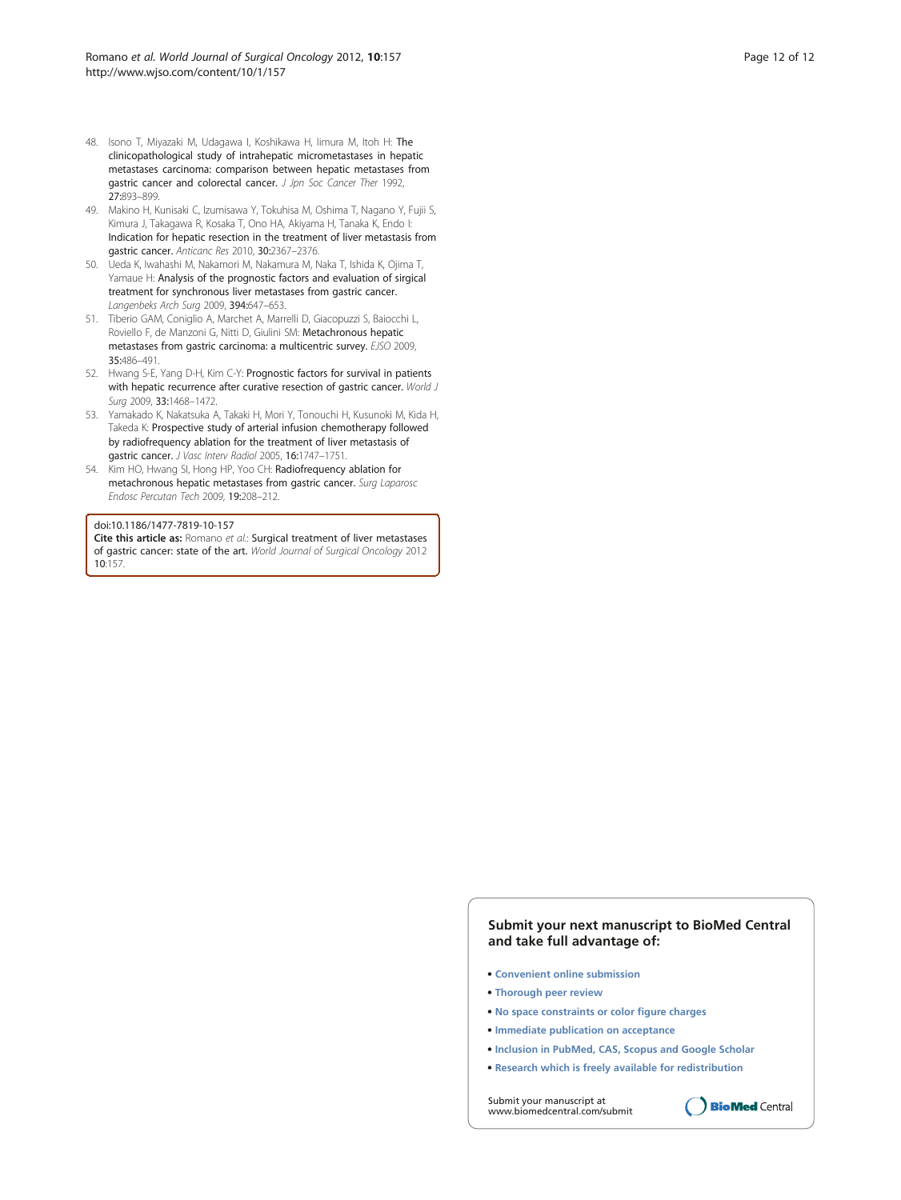48. Isono T, Miyazaki M, Udagawa I, Koshikawa H, Iimura M, Itoh H: **The clinicopathological study of intrahepatic micrometastases in hepatic metastases carcinoma: comparison between hepatic metastases from gastric cancer and colorectal cancer.** *J Jpn Soc Cancer Ther* 1992, **27:**893–899.
49. Makino H, Kunisaki C, Izumisawa Y, Tokuhisa M, Oshima T, Nagano Y, Fujii S, Kimura J, Takagawa R, Kosaka T, Ono HA, Akiyama H, Tanaka K, Endo I: **Indication for hepatic resection in the treatment of liver metastasis from gastric cancer.** *Anticanc Res* 2010, **30:**2367–2376.
50. Ueda K, Iwahashi M, Nakamori M, Nakamura M, Naka T, Ishida K, Ojima T, Yamaue H: **Analysis of the prognostic factors and evaluation of sirgical treatment for synchronous liver metastases from gastric cancer.** *Langenbeks Arch Surg* 2009, **394:**647–653.
51. Tiberio GAM, Coniglio A, Marchet A, Marrelli D, Giacopuzzi S, Baiocchi L, Roviello F, de Manzoni G, Nitti D, Giulini SM: **Metachronous hepatic metastases from gastric carcinoma: a multicentric survey.** *EJSO* 2009, **35:**486–491.
52. Hwang S-E, Yang D-H, Kim C-Y: **Prognostic factors for survival in patients with hepatic recurrence after curative resection of gastric cancer.** *World J Surg* 2009, **33:**1468–1472.
53. Yamakado K, Nakatsuka A, Takaki H, Mori Y, Tonouchi H, Kusunoki M, Kida H, Takeda K: **Prospective study of arterial infusion chemotherapy followed by radiofrequency ablation for the treatment of liver metastasis of gastric cancer.** *J Vasc Interv Radiol* 2005, **16:**1747–1751.
54. Kim HO, Hwang SI, Hong HP, Yoo CH: **Radiofrequency ablation for metachronous hepatic metastases from gastric cancer.** *Surg Laparosc Endosc Percutan Tech* 2009, **19:**208–212.

doi:10.1186/1477-7819-10-157
**Cite this article as:** Romano *et al.*: **Surgical treatment of liver metastases of gastric cancer: state of the art.** *World Journal of Surgical Oncology* 2012 **10**:157.

**Submit your next manuscript to BioMed Central and take full advantage of:**

- **Convenient online submission**
- **Thorough peer review**
- **No space constraints or color figure charges**
- **Immediate publication on acceptance**
- **Inclusion in PubMed, CAS, Scopus and Google Scholar**
- **Research which is freely available for redistribution**

Submit your manuscript at
www.biomedcentral.com/submit